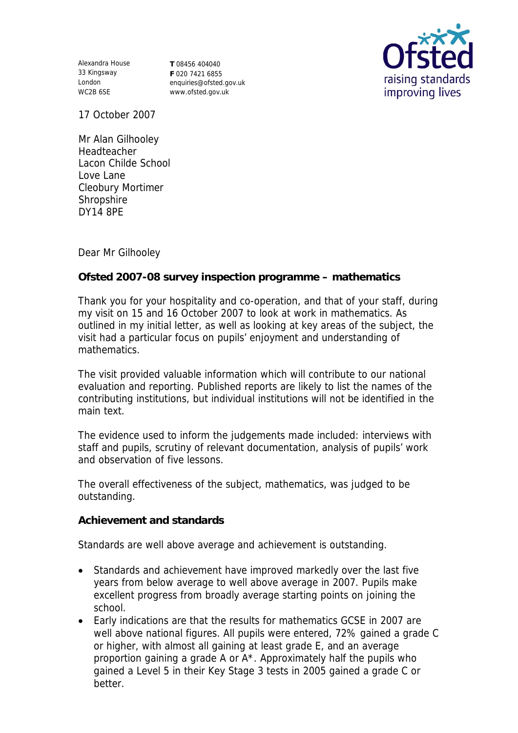Alexandra House
33 Kingsway
London
WC2B 6SE

**T** 08456 404040
**F** 020 7421 6855
enquiries@ofsted.gov.uk
www.ofsted.gov.uk

17 October 2007

Mr Alan Gilhooley
Headteacher
Lacon Childe School
Love Lane
Cleobury Mortimer
Shropshire
DY14 8PE

Dear Mr Gilhooley

**Ofsted 2007-08 survey inspection programme – mathematics**

Thank you for your hospitality and co-operation, and that of your staff, during my visit on 15 and 16 October 2007 to look at work in mathematics. As outlined in my initial letter, as well as looking at key areas of the subject, the visit had a particular focus on pupils' enjoyment and understanding of mathematics.

The visit provided valuable information which will contribute to our national evaluation and reporting. Published reports are likely to list the names of the contributing institutions, but individual institutions will not be identified in the main text.

The evidence used to inform the judgements made included: interviews with staff and pupils, scrutiny of relevant documentation, analysis of pupils' work and observation of five lessons.

The overall effectiveness of the subject, mathematics, was judged to be outstanding.

**Achievement and standards**

Standards are well above average and achievement is outstanding.

- Standards and achievement have improved markedly over the last five years from below average to well above average in 2007. Pupils make excellent progress from broadly average starting points on joining the school.
- Early indications are that the results for mathematics GCSE in 2007 are well above national figures. All pupils were entered, 72% gained a grade C or higher, with almost all gaining at least grade E, and an average proportion gaining a grade A or A*. Approximately half the pupils who gained a Level 5 in their Key Stage 3 tests in 2005 gained a grade C or better.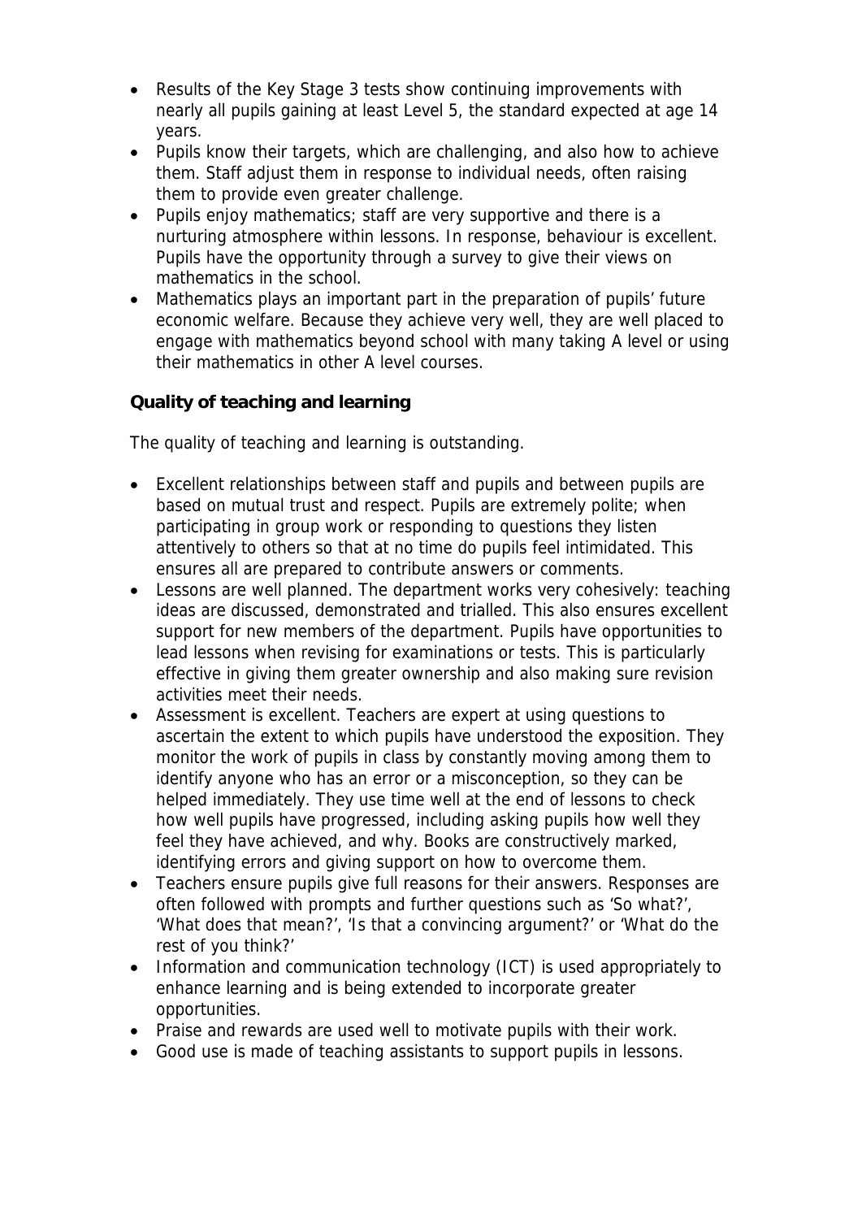- Results of the Key Stage 3 tests show continuing improvements with nearly all pupils gaining at least Level 5, the standard expected at age 14 years.
- Pupils know their targets, which are challenging, and also how to achieve them. Staff adjust them in response to individual needs, often raising them to provide even greater challenge.
- Pupils enjoy mathematics; staff are very supportive and there is a nurturing atmosphere within lessons. In response, behaviour is excellent. Pupils have the opportunity through a survey to give their views on mathematics in the school.
- Mathematics plays an important part in the preparation of pupils' future economic welfare. Because they achieve very well, they are well placed to engage with mathematics beyond school with many taking A level or using their mathematics in other A level courses.

**Quality of teaching and learning**

The quality of teaching and learning is outstanding.

- Excellent relationships between staff and pupils and between pupils are based on mutual trust and respect. Pupils are extremely polite; when participating in group work or responding to questions they listen attentively to others so that at no time do pupils feel intimidated. This ensures all are prepared to contribute answers or comments.
- Lessons are well planned. The department works very cohesively: teaching ideas are discussed, demonstrated and trialled. This also ensures excellent support for new members of the department. Pupils have opportunities to lead lessons when revising for examinations or tests. This is particularly effective in giving them greater ownership and also making sure revision activities meet their needs.
- Assessment is excellent. Teachers are expert at using questions to ascertain the extent to which pupils have understood the exposition. They monitor the work of pupils in class by constantly moving among them to identify anyone who has an error or a misconception, so they can be helped immediately. They use time well at the end of lessons to check how well pupils have progressed, including asking pupils how well they feel they have achieved, and why. Books are constructively marked, identifying errors and giving support on how to overcome them.
- Teachers ensure pupils give full reasons for their answers. Responses are often followed with prompts and further questions such as 'So what?', 'What does that mean?', 'Is that a convincing argument?' or 'What do the rest of you think?'
- Information and communication technology (ICT) is used appropriately to enhance learning and is being extended to incorporate greater opportunities.
- Praise and rewards are used well to motivate pupils with their work.
- Good use is made of teaching assistants to support pupils in lessons.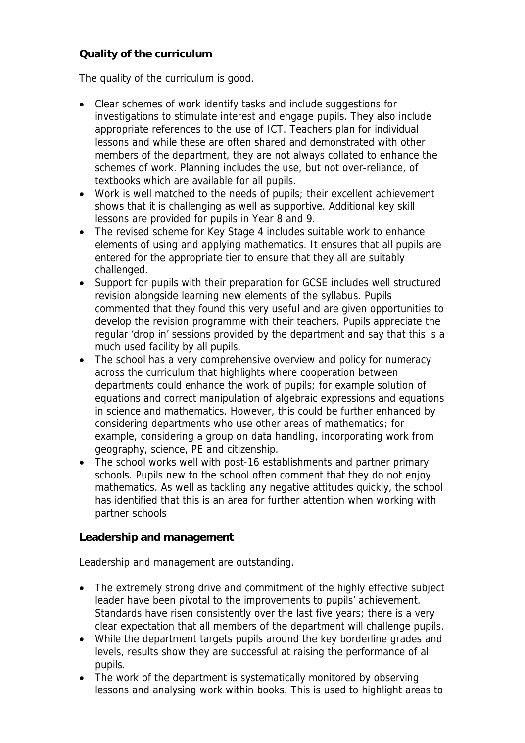**Quality of the curriculum**

The quality of the curriculum is good.

- Clear schemes of work identify tasks and include suggestions for investigations to stimulate interest and engage pupils. They also include appropriate references to the use of ICT. Teachers plan for individual lessons and while these are often shared and demonstrated with other members of the department, they are not always collated to enhance the schemes of work. Planning includes the use, but not over-reliance, of textbooks which are available for all pupils.
- Work is well matched to the needs of pupils; their excellent achievement shows that it is challenging as well as supportive. Additional key skill lessons are provided for pupils in Year 8 and 9.
- The revised scheme for Key Stage 4 includes suitable work to enhance elements of using and applying mathematics. It ensures that all pupils are entered for the appropriate tier to ensure that they all are suitably challenged.
- Support for pupils with their preparation for GCSE includes well structured revision alongside learning new elements of the syllabus. Pupils commented that they found this very useful and are given opportunities to develop the revision programme with their teachers. Pupils appreciate the regular 'drop in' sessions provided by the department and say that this is a much used facility by all pupils.
- The school has a very comprehensive overview and policy for numeracy across the curriculum that highlights where cooperation between departments could enhance the work of pupils; for example solution of equations and correct manipulation of algebraic expressions and equations in science and mathematics. However, this could be further enhanced by considering departments who use other areas of mathematics; for example, considering a group on data handling, incorporating work from geography, science, PE and citizenship.
- The school works well with post-16 establishments and partner primary schools. Pupils new to the school often comment that they do not enjoy mathematics. As well as tackling any negative attitudes quickly, the school has identified that this is an area for further attention when working with partner schools

**Leadership and management**

Leadership and management are outstanding.

- The extremely strong drive and commitment of the highly effective subject leader have been pivotal to the improvements to pupils' achievement. Standards have risen consistently over the last five years; there is a very clear expectation that all members of the department will challenge pupils.
- While the department targets pupils around the key borderline grades and levels, results show they are successful at raising the performance of all pupils.
- The work of the department is systematically monitored by observing lessons and analysing work within books. This is used to highlight areas to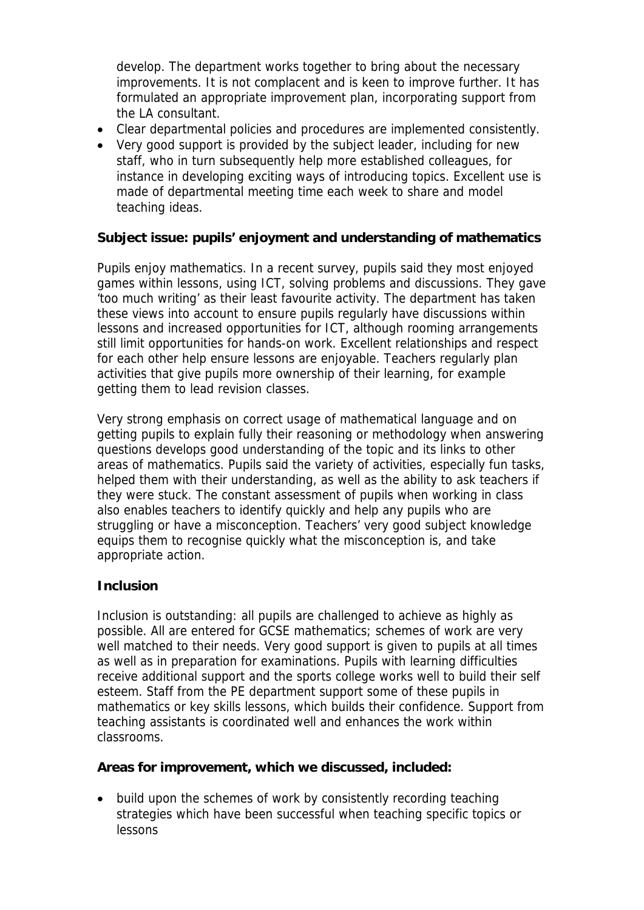develop. The department works together to bring about the necessary improvements. It is not complacent and is keen to improve further. It has formulated an appropriate improvement plan, incorporating support from the LA consultant.

- Clear departmental policies and procedures are implemented consistently.
- Very good support is provided by the subject leader, including for new staff, who in turn subsequently help more established colleagues, for instance in developing exciting ways of introducing topics. Excellent use is made of departmental meeting time each week to share and model teaching ideas.

**Subject issue: pupils' enjoyment and understanding of mathematics**

Pupils enjoy mathematics. In a recent survey, pupils said they most enjoyed games within lessons, using ICT, solving problems and discussions. They gave 'too much writing' as their least favourite activity. The department has taken these views into account to ensure pupils regularly have discussions within lessons and increased opportunities for ICT, although rooming arrangements still limit opportunities for hands-on work. Excellent relationships and respect for each other help ensure lessons are enjoyable. Teachers regularly plan activities that give pupils more ownership of their learning, for example getting them to lead revision classes.

Very strong emphasis on correct usage of mathematical language and on getting pupils to explain fully their reasoning or methodology when answering questions develops good understanding of the topic and its links to other areas of mathematics. Pupils said the variety of activities, especially fun tasks, helped them with their understanding, as well as the ability to ask teachers if they were stuck. The constant assessment of pupils when working in class also enables teachers to identify quickly and help any pupils who are struggling or have a misconception. Teachers' very good subject knowledge equips them to recognise quickly what the misconception is, and take appropriate action.

**Inclusion**

Inclusion is outstanding: all pupils are challenged to achieve as highly as possible. All are entered for GCSE mathematics; schemes of work are very well matched to their needs. Very good support is given to pupils at all times as well as in preparation for examinations. Pupils with learning difficulties receive additional support and the sports college works well to build their self esteem. Staff from the PE department support some of these pupils in mathematics or key skills lessons, which builds their confidence. Support from teaching assistants is coordinated well and enhances the work within classrooms.

**Areas for improvement, which we discussed, included:**

- build upon the schemes of work by consistently recording teaching strategies which have been successful when teaching specific topics or lessons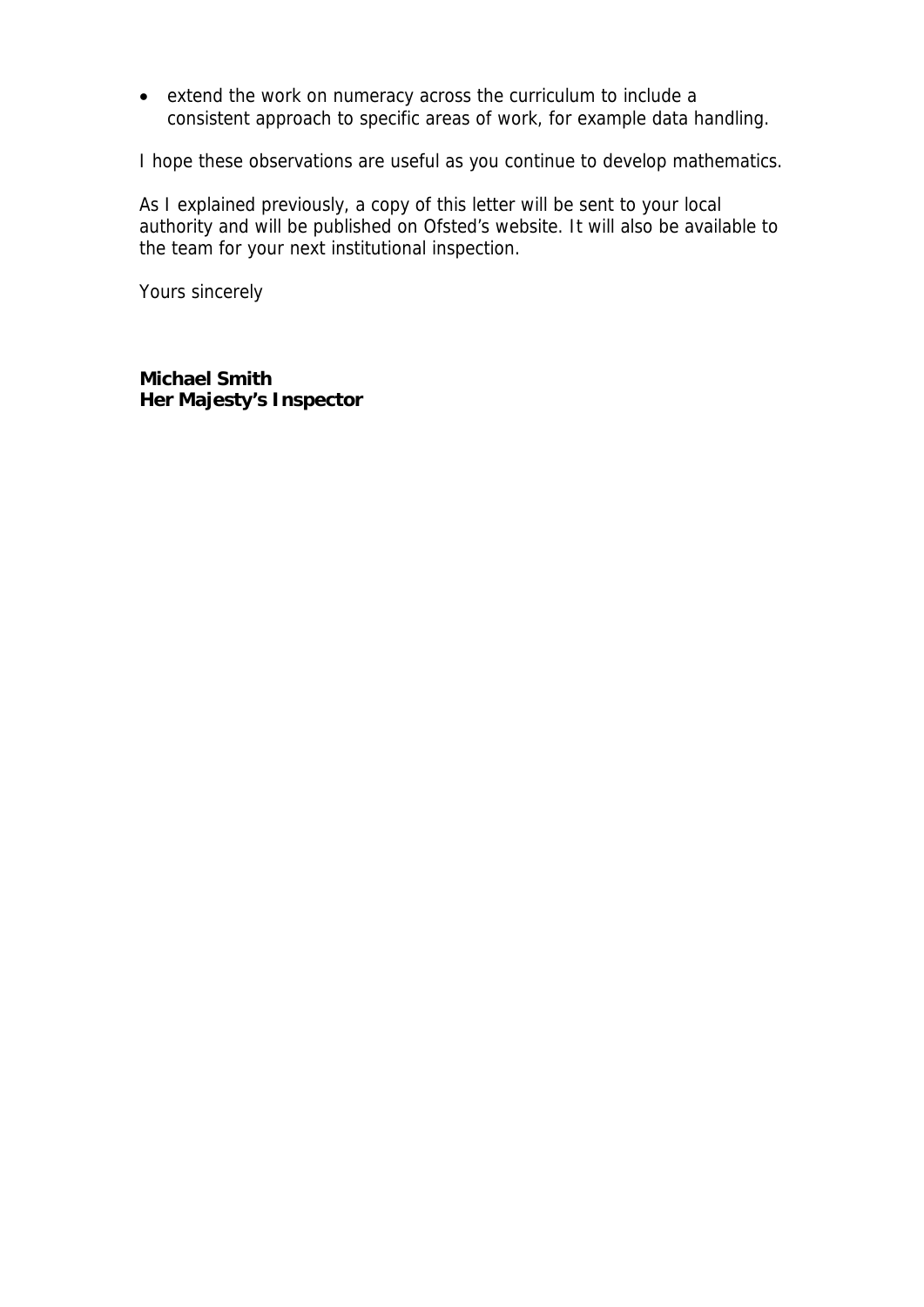- extend the work on numeracy across the curriculum to include a consistent approach to specific areas of work, for example data handling.

I hope these observations are useful as you continue to develop mathematics.

As I explained previously, a copy of this letter will be sent to your local authority and will be published on Ofsted's website. It will also be available to the team for your next institutional inspection.

Yours sincerely

**Michael Smith**
**Her Majesty's Inspector**